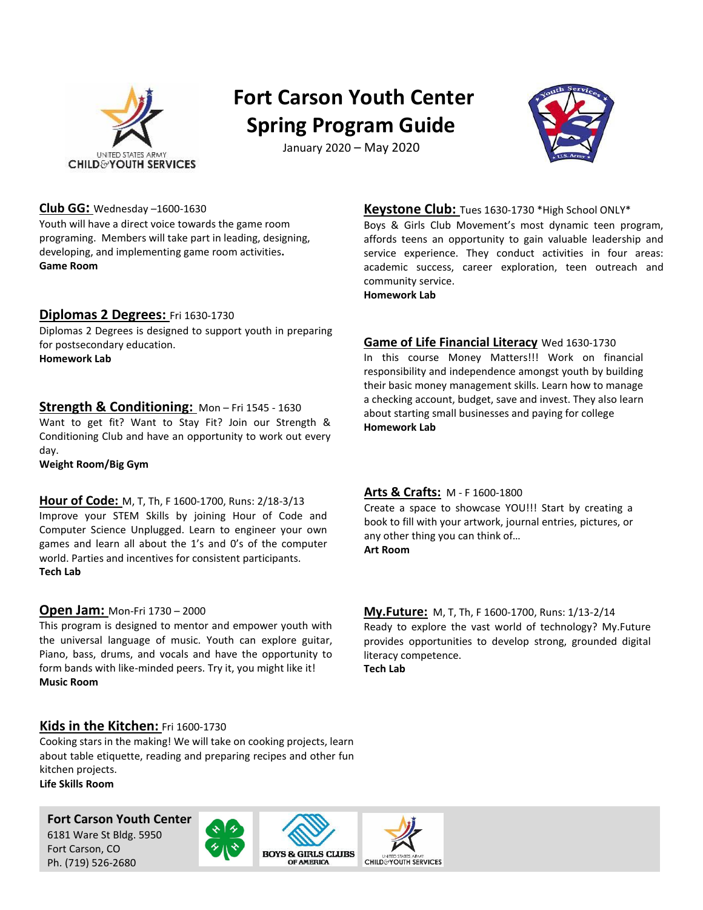# Fort Carson Youth Center Spring Program Guide

January 2020 – May 2020

**Club GG:** Wednesday –1600-1630
Youth will have a direct voice towards the game room programing. Members will take part in leading, designing, developing, and implementing game room activities.
**Game Room**

**Diplomas 2 Degrees:** Fri 1630-1730
Diplomas 2 Degrees is designed to support youth in preparing for postsecondary education.
**Homework Lab**

**Strength & Conditioning:** Mon – Fri 1545 - 1630
Want to get fit? Want to Stay Fit? Join our Strength & Conditioning Club and have an opportunity to work out every day.
**Weight Room/Big Gym**

**Hour of Code:** M, T, Th, F 1600-1700, Runs: 2/18-3/13
Improve your STEM Skills by joining Hour of Code and Computer Science Unplugged. Learn to engineer your own games and learn all about the 1's and 0's of the computer world. Parties and incentives for consistent participants.
**Tech Lab**

**Open Jam:** Mon-Fri 1730 – 2000
This program is designed to mentor and empower youth with the universal language of music. Youth can explore guitar, Piano, bass, drums, and vocals and have the opportunity to form bands with like-minded peers. Try it, you might like it!
**Music Room**

**Kids in the Kitchen:** Fri 1600-1730
Cooking stars in the making! We will take on cooking projects, learn about table etiquette, reading and preparing recipes and other fun kitchen projects.
**Life Skills Room**

**Keystone Club:** Tues 1630-1730 *High School ONLY*
Boys & Girls Club Movement's most dynamic teen program, affords teens an opportunity to gain valuable leadership and service experience. They conduct activities in four areas: academic success, career exploration, teen outreach and community service.
**Homework Lab**

**Game of Life Financial Literacy** Wed 1630-1730
In this course Money Matters!!! Work on financial responsibility and independence amongst youth by building their basic money management skills. Learn how to manage a checking account, budget, save and invest. They also learn about starting small businesses and paying for college
**Homework Lab**

**Arts & Crafts:** M - F 1600-1800
Create a space to showcase YOU!!! Start by creating a book to fill with your artwork, journal entries, pictures, or any other thing you can think of…
**Art Room**

**My.Future:** M, T, Th, F 1600-1700, Runs: 1/13-2/14
Ready to explore the vast world of technology? My.Future provides opportunities to develop strong, grounded digital literacy competence.
**Tech Lab**

**Fort Carson Youth Center**
6181 Ware St Bldg. 5950
Fort Carson, CO
Ph. (719) 526-2680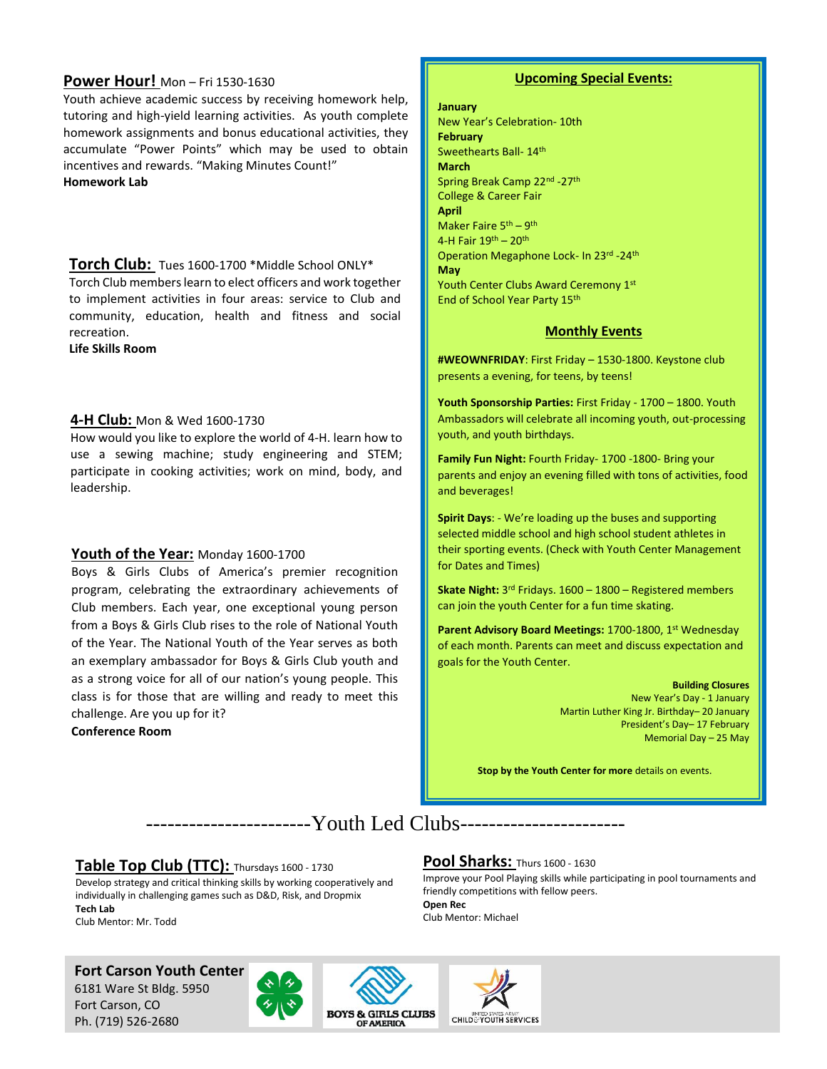## Power Hour! Mon – Fri 1530-1630

Youth achieve academic success by receiving homework help, tutoring and high-yield learning activities. As youth complete homework assignments and bonus educational activities, they accumulate "Power Points" which may be used to obtain incentives and rewards. "Making Minutes Count!"

**Homework Lab**

## Torch Club: Tues 1600-1700 *Middle School ONLY*

Torch Club members learn to elect officers and work together to implement activities in four areas: service to Club and community, education, health and fitness and social recreation.

**Life Skills Room**

## 4-H Club: Mon & Wed 1600-1730

How would you like to explore the world of 4-H. learn how to use a sewing machine; study engineering and STEM; participate in cooking activities; work on mind, body, and leadership.

## Youth of the Year: Monday 1600-1700

Boys & Girls Clubs of America's premier recognition program, celebrating the extraordinary achievements of Club members. Each year, one exceptional young person from a Boys & Girls Club rises to the role of National Youth of the Year. The National Youth of the Year serves as both an exemplary ambassador for Boys & Girls Club youth and as a strong voice for all of our nation's young people. This class is for those that are willing and ready to meet this challenge. Are you up for it?

**Conference Room**

## Upcoming Special Events:

**January**
New Year's Celebration- 10th

**February**
Sweethearts Ball- 14th

**March**
Spring Break Camp 22nd -27th
College & Career Fair

**April**
Maker Faire 5th – 9th
4-H Fair 19th – 20th
Operation Megaphone Lock- In 23rd -24th

**May**
Youth Center Clubs Award Ceremony 1st
End of School Year Party 15th

## Monthly Events

**#WEOWNFRIDAY**: First Friday – 1530-1800. Keystone club presents a evening, for teens, by teens!

**Youth Sponsorship Parties:** First Friday - 1700 – 1800. Youth Ambassadors will celebrate all incoming youth, out-processing youth, and youth birthdays.

**Family Fun Night:** Fourth Friday- 1700 -1800- Bring your parents and enjoy an evening filled with tons of activities, food and beverages!

**Spirit Days**: - We're loading up the buses and supporting selected middle school and high school student athletes in their sporting events. (Check with Youth Center Management for Dates and Times)

**Skate Night:** 3rd Fridays. 1600 – 1800 – Registered members can join the youth Center for a fun time skating.

**Parent Advisory Board Meetings:** 1700-1800, 1st Wednesday of each month. Parents can meet and discuss expectation and goals for the Youth Center.

**Building Closures**
New Year's Day - 1 January
Martin Luther King Jr. Birthday– 20 January
President's Day– 17 February
Memorial Day – 25 May

**Stop by the Youth Center for more** details on events.

## ----------------------Youth Led Clubs----------------------

## Table Top Club (TTC): Thursdays 1600 - 1730

Develop strategy and critical thinking skills by working cooperatively and individually in challenging games such as D&D, Risk, and Dropmix

**Tech Lab**

Club Mentor: Mr. Todd

## Pool Sharks: Thurs 1600 - 1630

Improve your Pool Playing skills while participating in pool tournaments and friendly competitions with fellow peers.

**Open Rec**

Club Mentor: Michael

**Fort Carson Youth Center**
6181 Ware St Bldg. 5950
Fort Carson, CO
Ph. (719) 526-2680

BOYS & GIRLS CLUBS OF AMERICA

UNITED STATES ARMY CHILD & YOUTH SERVICES